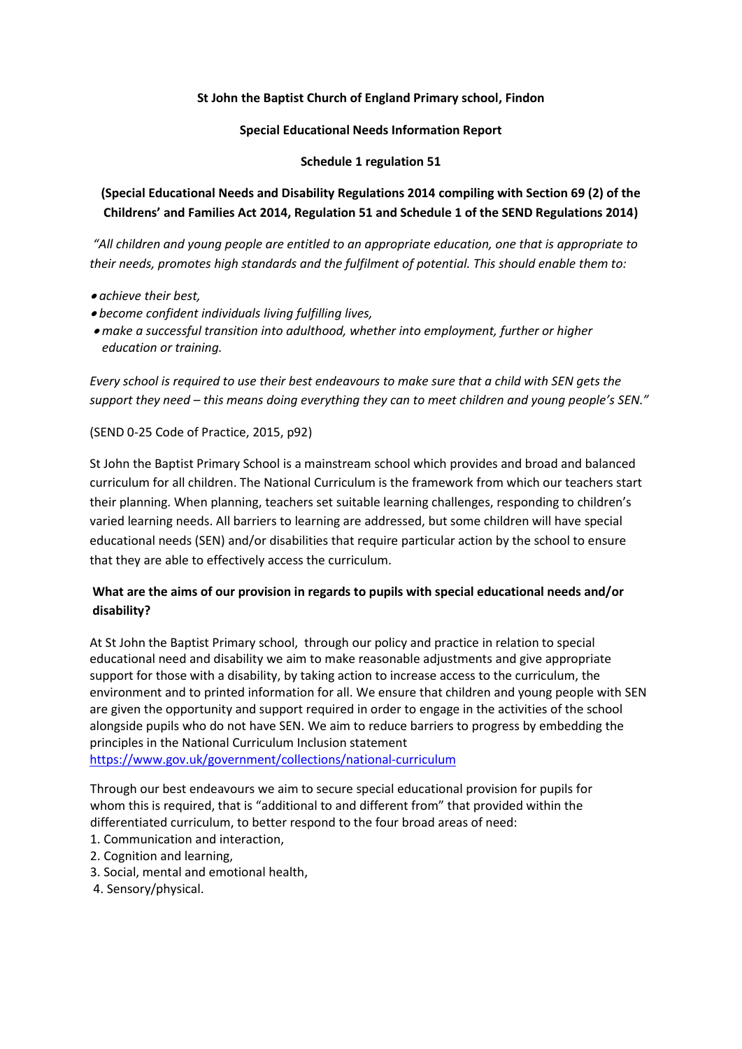**St John the Baptist Church of England Primary school, Findon**

**Special Educational Needs Information Report**

**Schedule 1 regulation 51**

**(Special Educational Needs and Disability Regulations 2014 compiling with Section 69 (2) of the Childrens' and Families Act 2014, Regulation 51 and Schedule 1 of the SEND Regulations 2014)**

*"All children and young people are entitled to an appropriate education, one that is appropriate to their needs, promotes high standards and the fulfilment of potential. This should enable them to:*

- *achieve their best,*
- *become confident individuals living fulfilling lives,*
- *make a successful transition into adulthood, whether into employment, further or higher education or training.*

*Every school is required to use their best endeavours to make sure that a child with SEN gets the support they need – this means doing everything they can to meet children and young people's SEN."*

(SEND 0-25 Code of Practice, 2015, p92)

St John the Baptist Primary School is a mainstream school which provides and broad and balanced curriculum for all children. The National Curriculum is the framework from which our teachers start their planning. When planning, teachers set suitable learning challenges, responding to children's varied learning needs. All barriers to learning are addressed, but some children will have special educational needs (SEN) and/or disabilities that require particular action by the school to ensure that they are able to effectively access the curriculum.

**What are the aims of our provision in regards to pupils with special educational needs and/or disability?**

At St John the Baptist Primary school, through our policy and practice in relation to special educational need and disability we aim to make reasonable adjustments and give appropriate support for those with a disability, by taking action to increase access to the curriculum, the environment and to printed information for all. We ensure that children and young people with SEN are given the opportunity and support required in order to engage in the activities of the school alongside pupils who do not have SEN. We aim to reduce barriers to progress by embedding the principles in the National Curriculum Inclusion statement
https://www.gov.uk/government/collections/national-curriculum

Through our best endeavours we aim to secure special educational provision for pupils for whom this is required, that is "additional to and different from" that provided within the differentiated curriculum, to better respond to the four broad areas of need:

1. Communication and interaction,
2. Cognition and learning,
3. Social, mental and emotional health,
4. Sensory/physical.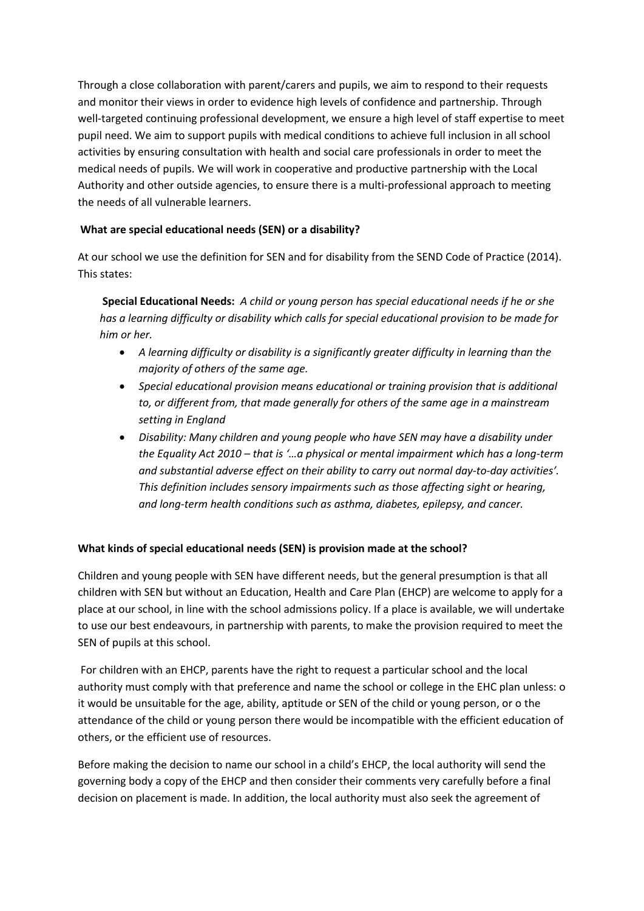Through a close collaboration with parent/carers and pupils, we aim to respond to their requests and monitor their views in order to evidence high levels of confidence and partnership. Through well-targeted continuing professional development, we ensure a high level of staff expertise to meet pupil need. We aim to support pupils with medical conditions to achieve full inclusion in all school activities by ensuring consultation with health and social care professionals in order to meet the medical needs of pupils. We will work in cooperative and productive partnership with the Local Authority and other outside agencies, to ensure there is a multi-professional approach to meeting the needs of all vulnerable learners.

### What are special educational needs (SEN) or a disability?

At our school we use the definition for SEN and for disability from the SEND Code of Practice (2014). This states:

> **Special Educational Needs:** *A child or young person has special educational needs if he or she has a learning difficulty or disability which calls for special educational provision to be made for him or her.*
>
> - *A learning difficulty or disability is a significantly greater difficulty in learning than the majority of others of the same age.*
> - *Special educational provision means educational or training provision that is additional to, or different from, that made generally for others of the same age in a mainstream setting in England*
> - *Disability: Many children and young people who have SEN may have a disability under the Equality Act 2010 – that is '…a physical or mental impairment which has a long-term and substantial adverse effect on their ability to carry out normal day-to-day activities'. This definition includes sensory impairments such as those affecting sight or hearing, and long-term health conditions such as asthma, diabetes, epilepsy, and cancer.*

### What kinds of special educational needs (SEN) is provision made at the school?

Children and young people with SEN have different needs, but the general presumption is that all children with SEN but without an Education, Health and Care Plan (EHCP) are welcome to apply for a place at our school, in line with the school admissions policy. If a place is available, we will undertake to use our best endeavours, in partnership with parents, to make the provision required to meet the SEN of pupils at this school.

For children with an EHCP, parents have the right to request a particular school and the local authority must comply with that preference and name the school or college in the EHC plan unless: o it would be unsuitable for the age, ability, aptitude or SEN of the child or young person, or o the attendance of the child or young person there would be incompatible with the efficient education of others, or the efficient use of resources.

Before making the decision to name our school in a child's EHCP, the local authority will send the governing body a copy of the EHCP and then consider their comments very carefully before a final decision on placement is made. In addition, the local authority must also seek the agreement of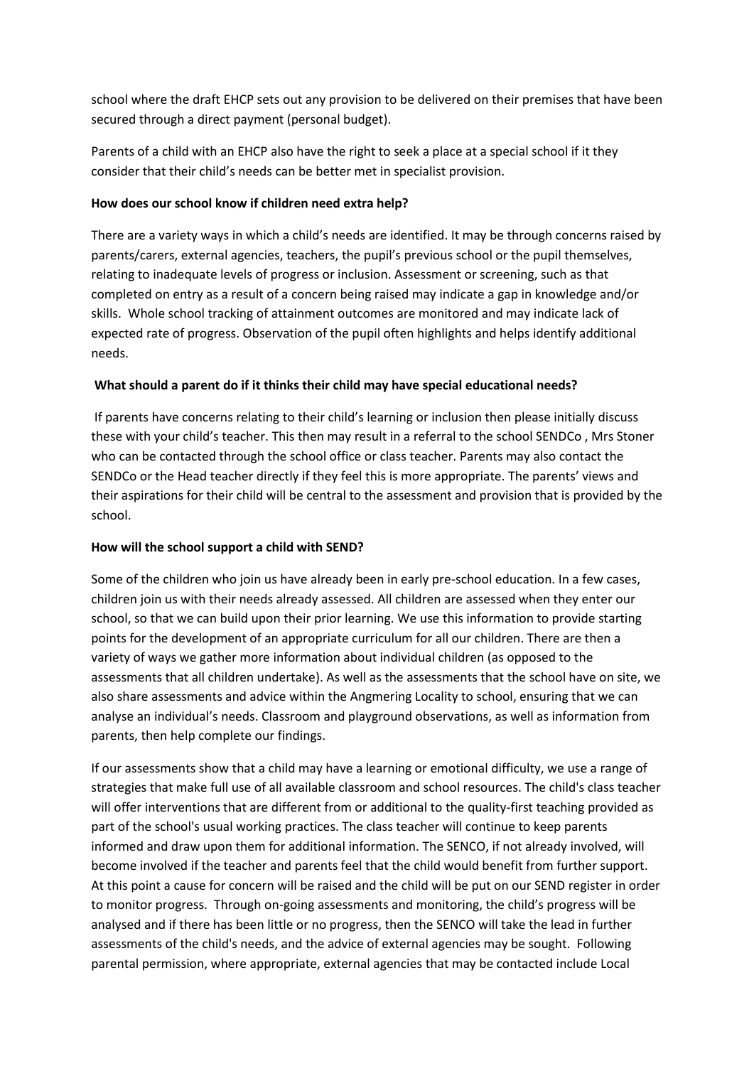school where the draft EHCP sets out any provision to be delivered on their premises that have been secured through a direct payment (personal budget).

Parents of a child with an EHCP also have the right to seek a place at a special school if it they consider that their child's needs can be better met in specialist provision.

**How does our school know if children need extra help?**

There are a variety ways in which a child's needs are identified. It may be through concerns raised by parents/carers, external agencies, teachers, the pupil's previous school or the pupil themselves, relating to inadequate levels of progress or inclusion. Assessment or screening, such as that completed on entry as a result of a concern being raised may indicate a gap in knowledge and/or skills. Whole school tracking of attainment outcomes are monitored and may indicate lack of expected rate of progress. Observation of the pupil often highlights and helps identify additional needs.

**What should a parent do if it thinks their child may have special educational needs?**

If parents have concerns relating to their child's learning or inclusion then please initially discuss these with your child's teacher. This then may result in a referral to the school SENDCo , Mrs Stoner who can be contacted through the school office or class teacher. Parents may also contact the SENDCo or the Head teacher directly if they feel this is more appropriate. The parents' views and their aspirations for their child will be central to the assessment and provision that is provided by the school.

**How will the school support a child with SEND?**

Some of the children who join us have already been in early pre-school education. In a few cases, children join us with their needs already assessed. All children are assessed when they enter our school, so that we can build upon their prior learning. We use this information to provide starting points for the development of an appropriate curriculum for all our children. There are then a variety of ways we gather more information about individual children (as opposed to the assessments that all children undertake). As well as the assessments that the school have on site, we also share assessments and advice within the Angmering Locality to school, ensuring that we can analyse an individual's needs. Classroom and playground observations, as well as information from parents, then help complete our findings.

If our assessments show that a child may have a learning or emotional difficulty, we use a range of strategies that make full use of all available classroom and school resources. The child's class teacher will offer interventions that are different from or additional to the quality-first teaching provided as part of the school's usual working practices. The class teacher will continue to keep parents informed and draw upon them for additional information. The SENCO, if not already involved, will become involved if the teacher and parents feel that the child would benefit from further support. At this point a cause for concern will be raised and the child will be put on our SEND register in order to monitor progress. Through on-going assessments and monitoring, the child's progress will be analysed and if there has been little or no progress, then the SENCO will take the lead in further assessments of the child's needs, and the advice of external agencies may be sought. Following parental permission, where appropriate, external agencies that may be contacted include Local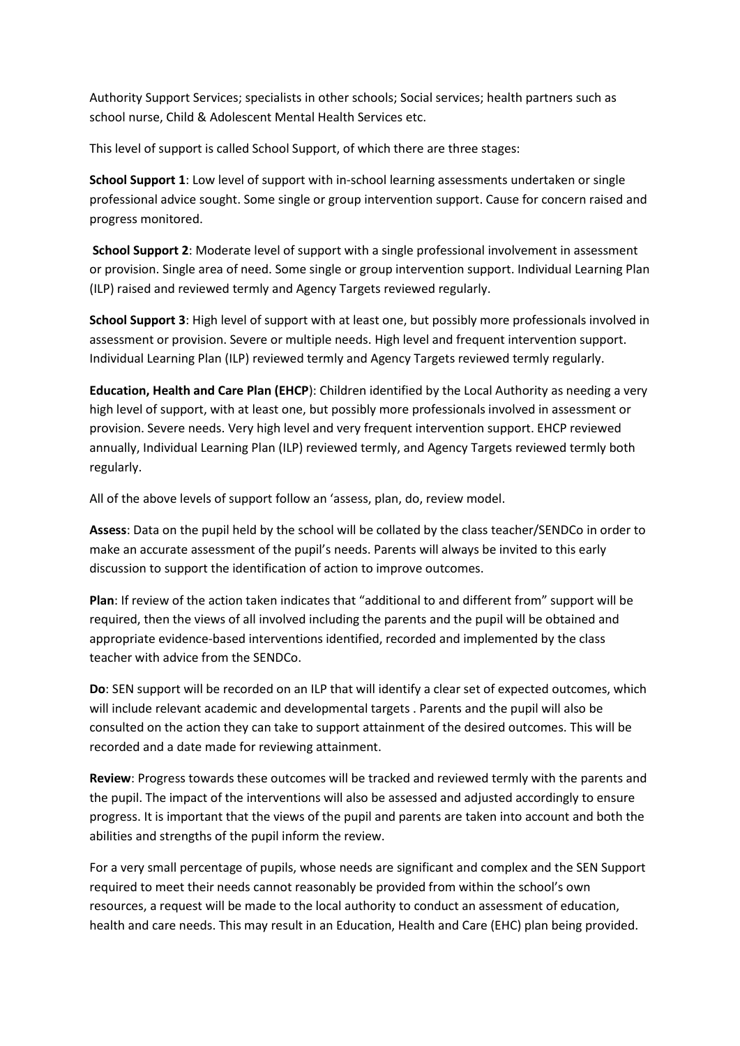Authority Support Services; specialists in other schools; Social services; health partners such as school nurse, Child & Adolescent Mental Health Services etc.

This level of support is called School Support, of which there are three stages:

**School Support 1**: Low level of support with in-school learning assessments undertaken or single professional advice sought. Some single or group intervention support. Cause for concern raised and progress monitored.

**School Support 2**: Moderate level of support with a single professional involvement in assessment or provision. Single area of need. Some single or group intervention support. Individual Learning Plan (ILP) raised and reviewed termly and Agency Targets reviewed regularly.

**School Support 3**: High level of support with at least one, but possibly more professionals involved in assessment or provision. Severe or multiple needs. High level and frequent intervention support. Individual Learning Plan (ILP) reviewed termly and Agency Targets reviewed termly regularly.

**Education, Health and Care Plan (EHCP**): Children identified by the Local Authority as needing a very high level of support, with at least one, but possibly more professionals involved in assessment or provision. Severe needs. Very high level and very frequent intervention support. EHCP reviewed annually, Individual Learning Plan (ILP) reviewed termly, and Agency Targets reviewed termly both regularly.

All of the above levels of support follow an 'assess, plan, do, review model.

**Assess**: Data on the pupil held by the school will be collated by the class teacher/SENDCo in order to make an accurate assessment of the pupil's needs. Parents will always be invited to this early discussion to support the identification of action to improve outcomes.

**Plan**: If review of the action taken indicates that "additional to and different from" support will be required, then the views of all involved including the parents and the pupil will be obtained and appropriate evidence-based interventions identified, recorded and implemented by the class teacher with advice from the SENDCo.

**Do**: SEN support will be recorded on an ILP that will identify a clear set of expected outcomes, which will include relevant academic and developmental targets . Parents and the pupil will also be consulted on the action they can take to support attainment of the desired outcomes. This will be recorded and a date made for reviewing attainment.

**Review**: Progress towards these outcomes will be tracked and reviewed termly with the parents and the pupil. The impact of the interventions will also be assessed and adjusted accordingly to ensure progress. It is important that the views of the pupil and parents are taken into account and both the abilities and strengths of the pupil inform the review.

For a very small percentage of pupils, whose needs are significant and complex and the SEN Support required to meet their needs cannot reasonably be provided from within the school's own resources, a request will be made to the local authority to conduct an assessment of education, health and care needs. This may result in an Education, Health and Care (EHC) plan being provided.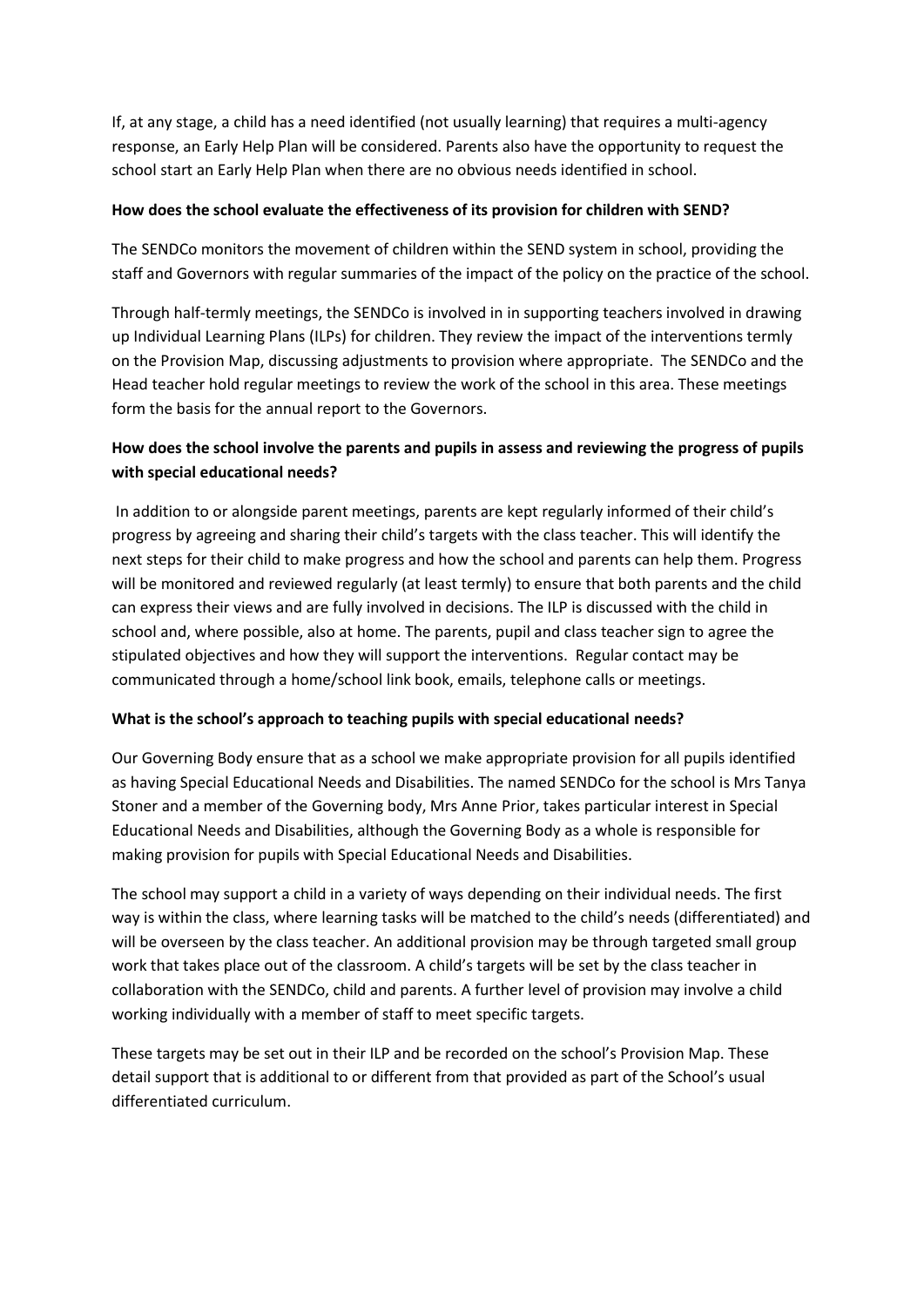If, at any stage, a child has a need identified (not usually learning) that requires a multi-agency response, an Early Help Plan will be considered. Parents also have the opportunity to request the school start an Early Help Plan when there are no obvious needs identified in school.

**How does the school evaluate the effectiveness of its provision for children with SEND?**

The SENDCo monitors the movement of children within the SEND system in school, providing the staff and Governors with regular summaries of the impact of the policy on the practice of the school.

Through half-termly meetings, the SENDCo is involved in in supporting teachers involved in drawing up Individual Learning Plans (ILPs) for children. They review the impact of the interventions termly on the Provision Map, discussing adjustments to provision where appropriate. The SENDCo and the Head teacher hold regular meetings to review the work of the school in this area. These meetings form the basis for the annual report to the Governors.

**How does the school involve the parents and pupils in assess and reviewing the progress of pupils with special educational needs?**

In addition to or alongside parent meetings, parents are kept regularly informed of their child's progress by agreeing and sharing their child's targets with the class teacher. This will identify the next steps for their child to make progress and how the school and parents can help them. Progress will be monitored and reviewed regularly (at least termly) to ensure that both parents and the child can express their views and are fully involved in decisions. The ILP is discussed with the child in school and, where possible, also at home. The parents, pupil and class teacher sign to agree the stipulated objectives and how they will support the interventions. Regular contact may be communicated through a home/school link book, emails, telephone calls or meetings.

**What is the school's approach to teaching pupils with special educational needs?**

Our Governing Body ensure that as a school we make appropriate provision for all pupils identified as having Special Educational Needs and Disabilities. The named SENDCo for the school is Mrs Tanya Stoner and a member of the Governing body, Mrs Anne Prior, takes particular interest in Special Educational Needs and Disabilities, although the Governing Body as a whole is responsible for making provision for pupils with Special Educational Needs and Disabilities.

The school may support a child in a variety of ways depending on their individual needs. The first way is within the class, where learning tasks will be matched to the child's needs (differentiated) and will be overseen by the class teacher. An additional provision may be through targeted small group work that takes place out of the classroom. A child's targets will be set by the class teacher in collaboration with the SENDCo, child and parents. A further level of provision may involve a child working individually with a member of staff to meet specific targets.

These targets may be set out in their ILP and be recorded on the school's Provision Map. These detail support that is additional to or different from that provided as part of the School's usual differentiated curriculum.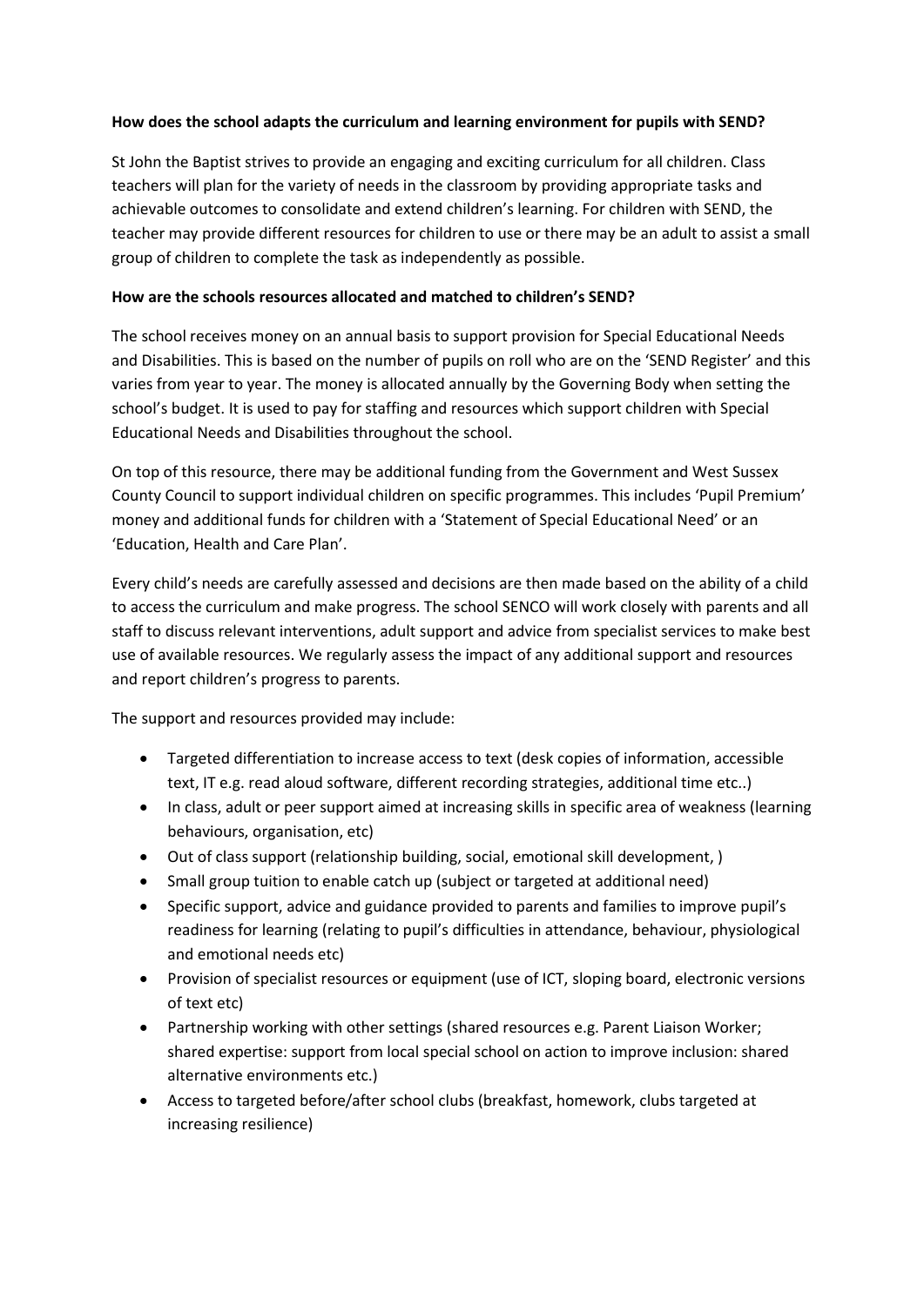**How does the school adapts the curriculum and learning environment for pupils with SEND?**

St John the Baptist strives to provide an engaging and exciting curriculum for all children. Class teachers will plan for the variety of needs in the classroom by providing appropriate tasks and achievable outcomes to consolidate and extend children's learning. For children with SEND, the teacher may provide different resources for children to use or there may be an adult to assist a small group of children to complete the task as independently as possible.

**How are the schools resources allocated and matched to children's SEND?**

The school receives money on an annual basis to support provision for Special Educational Needs and Disabilities. This is based on the number of pupils on roll who are on the 'SEND Register' and this varies from year to year. The money is allocated annually by the Governing Body when setting the school's budget. It is used to pay for staffing and resources which support children with Special Educational Needs and Disabilities throughout the school.

On top of this resource, there may be additional funding from the Government and West Sussex County Council to support individual children on specific programmes. This includes 'Pupil Premium' money and additional funds for children with a 'Statement of Special Educational Need' or an 'Education, Health and Care Plan'.

Every child's needs are carefully assessed and decisions are then made based on the ability of a child to access the curriculum and make progress. The school SENCO will work closely with parents and all staff to discuss relevant interventions, adult support and advice from specialist services to make best use of available resources. We regularly assess the impact of any additional support and resources and report children's progress to parents.

The support and resources provided may include:

- Targeted differentiation to increase access to text (desk copies of information, accessible text, IT e.g. read aloud software, different recording strategies, additional time etc..)
- In class, adult or peer support aimed at increasing skills in specific area of weakness (learning behaviours, organisation, etc)
- Out of class support (relationship building, social, emotional skill development, )
- Small group tuition to enable catch up (subject or targeted at additional need)
- Specific support, advice and guidance provided to parents and families to improve pupil's readiness for learning (relating to pupil's difficulties in attendance, behaviour, physiological and emotional needs etc)
- Provision of specialist resources or equipment (use of ICT, sloping board, electronic versions of text etc)
- Partnership working with other settings (shared resources e.g. Parent Liaison Worker; shared expertise: support from local special school on action to improve inclusion: shared alternative environments etc.)
- Access to targeted before/after school clubs (breakfast, homework, clubs targeted at increasing resilience)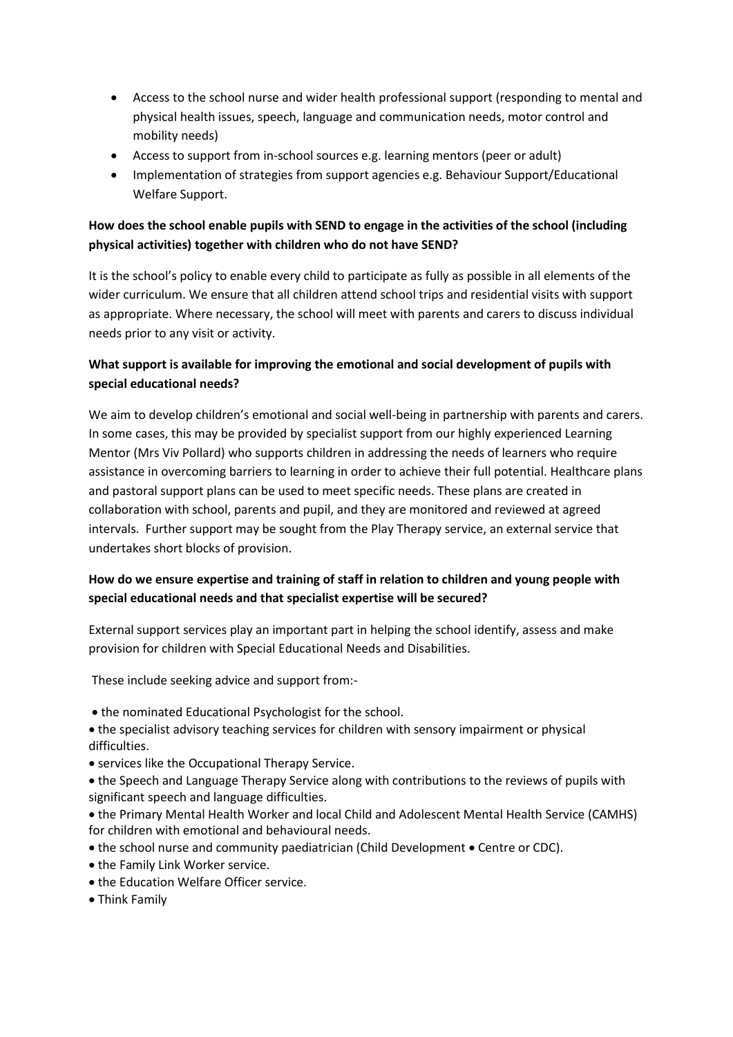- Access to the school nurse and wider health professional support (responding to mental and physical health issues, speech, language and communication needs, motor control and mobility needs)
- Access to support from in-school sources e.g. learning mentors (peer or adult)
- Implementation of strategies from support agencies e.g. Behaviour Support/Educational Welfare Support.

**How does the school enable pupils with SEND to engage in the activities of the school (including physical activities) together with children who do not have SEND?**

It is the school's policy to enable every child to participate as fully as possible in all elements of the wider curriculum. We ensure that all children attend school trips and residential visits with support as appropriate. Where necessary, the school will meet with parents and carers to discuss individual needs prior to any visit or activity.

**What support is available for improving the emotional and social development of pupils with special educational needs?**

We aim to develop children's emotional and social well-being in partnership with parents and carers. In some cases, this may be provided by specialist support from our highly experienced Learning Mentor (Mrs Viv Pollard) who supports children in addressing the needs of learners who require assistance in overcoming barriers to learning in order to achieve their full potential. Healthcare plans and pastoral support plans can be used to meet specific needs. These plans are created in collaboration with school, parents and pupil, and they are monitored and reviewed at agreed intervals. Further support may be sought from the Play Therapy service, an external service that undertakes short blocks of provision.

**How do we ensure expertise and training of staff in relation to children and young people with special educational needs and that specialist expertise will be secured?**

External support services play an important part in helping the school identify, assess and make provision for children with Special Educational Needs and Disabilities.

These include seeking advice and support from:-

- the nominated Educational Psychologist for the school.
- the specialist advisory teaching services for children with sensory impairment or physical difficulties.
- services like the Occupational Therapy Service.
- the Speech and Language Therapy Service along with contributions to the reviews of pupils with significant speech and language difficulties.
- the Primary Mental Health Worker and local Child and Adolescent Mental Health Service (CAMHS) for children with emotional and behavioural needs.
- the school nurse and community paediatrician (Child Development • Centre or CDC).
- the Family Link Worker service.
- the Education Welfare Officer service.
- Think Family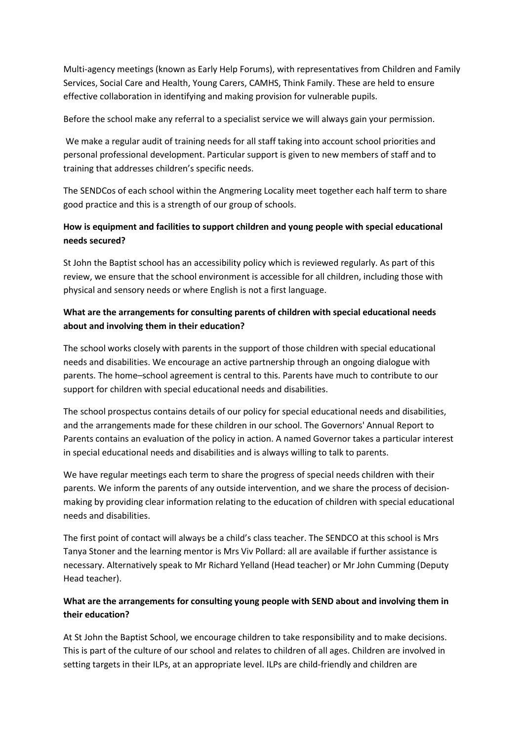Multi-agency meetings (known as Early Help Forums), with representatives from Children and Family Services, Social Care and Health, Young Carers, CAMHS, Think Family. These are held to ensure effective collaboration in identifying and making provision for vulnerable pupils.

Before the school make any referral to a specialist service we will always gain your permission.

We make a regular audit of training needs for all staff taking into account school priorities and personal professional development. Particular support is given to new members of staff and to training that addresses children's specific needs.

The SENDCos of each school within the Angmering Locality meet together each half term to share good practice and this is a strength of our group of schools.

**How is equipment and facilities to support children and young people with special educational needs secured?**

St John the Baptist school has an accessibility policy which is reviewed regularly. As part of this review, we ensure that the school environment is accessible for all children, including those with physical and sensory needs or where English is not a first language.

**What are the arrangements for consulting parents of children with special educational needs about and involving them in their education?**

The school works closely with parents in the support of those children with special educational needs and disabilities. We encourage an active partnership through an ongoing dialogue with parents. The home–school agreement is central to this. Parents have much to contribute to our support for children with special educational needs and disabilities.

The school prospectus contains details of our policy for special educational needs and disabilities, and the arrangements made for these children in our school. The Governors' Annual Report to Parents contains an evaluation of the policy in action. A named Governor takes a particular interest in special educational needs and disabilities and is always willing to talk to parents.

We have regular meetings each term to share the progress of special needs children with their parents. We inform the parents of any outside intervention, and we share the process of decision-making by providing clear information relating to the education of children with special educational needs and disabilities.

The first point of contact will always be a child's class teacher. The SENDCO at this school is Mrs Tanya Stoner and the learning mentor is Mrs Viv Pollard: all are available if further assistance is necessary. Alternatively speak to Mr Richard Yelland (Head teacher) or Mr John Cumming (Deputy Head teacher).

**What are the arrangements for consulting young people with SEND about and involving them in their education?**

At St John the Baptist School, we encourage children to take responsibility and to make decisions. This is part of the culture of our school and relates to children of all ages. Children are involved in setting targets in their ILPs, at an appropriate level. ILPs are child-friendly and children are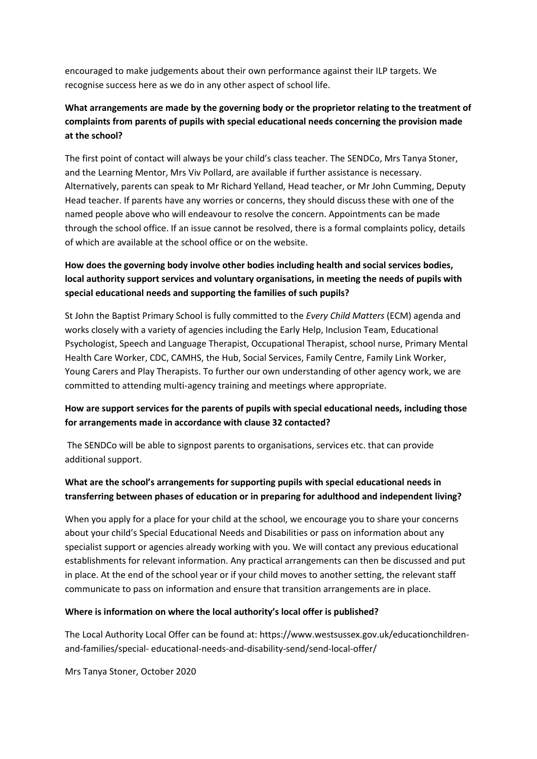encouraged to make judgements about their own performance against their ILP targets. We recognise success here as we do in any other aspect of school life.

**What arrangements are made by the governing body or the proprietor relating to the treatment of complaints from parents of pupils with special educational needs concerning the provision made at the school?**

The first point of contact will always be your child's class teacher. The SENDCo, Mrs Tanya Stoner, and the Learning Mentor, Mrs Viv Pollard, are available if further assistance is necessary. Alternatively, parents can speak to Mr Richard Yelland, Head teacher, or Mr John Cumming, Deputy Head teacher. If parents have any worries or concerns, they should discuss these with one of the named people above who will endeavour to resolve the concern. Appointments can be made through the school office. If an issue cannot be resolved, there is a formal complaints policy, details of which are available at the school office or on the website.

**How does the governing body involve other bodies including health and social services bodies, local authority support services and voluntary organisations, in meeting the needs of pupils with special educational needs and supporting the families of such pupils?**

St John the Baptist Primary School is fully committed to the *Every Child Matters* (ECM) agenda and works closely with a variety of agencies including the Early Help, Inclusion Team, Educational Psychologist, Speech and Language Therapist, Occupational Therapist, school nurse, Primary Mental Health Care Worker, CDC, CAMHS, the Hub, Social Services, Family Centre, Family Link Worker, Young Carers and Play Therapists. To further our own understanding of other agency work, we are committed to attending multi-agency training and meetings where appropriate.

**How are support services for the parents of pupils with special educational needs, including those for arrangements made in accordance with clause 32 contacted?**

The SENDCo will be able to signpost parents to organisations, services etc. that can provide additional support.

**What are the school's arrangements for supporting pupils with special educational needs in transferring between phases of education or in preparing for adulthood and independent living?**

When you apply for a place for your child at the school, we encourage you to share your concerns about your child's Special Educational Needs and Disabilities or pass on information about any specialist support or agencies already working with you. We will contact any previous educational establishments for relevant information. Any practical arrangements can then be discussed and put in place. At the end of the school year or if your child moves to another setting, the relevant staff communicate to pass on information and ensure that transition arrangements are in place.

**Where is information on where the local authority's local offer is published?**

The Local Authority Local Offer can be found at: https://www.westsussex.gov.uk/educationchildren-and-families/special- educational-needs-and-disability-send/send-local-offer/

Mrs Tanya Stoner, October 2020